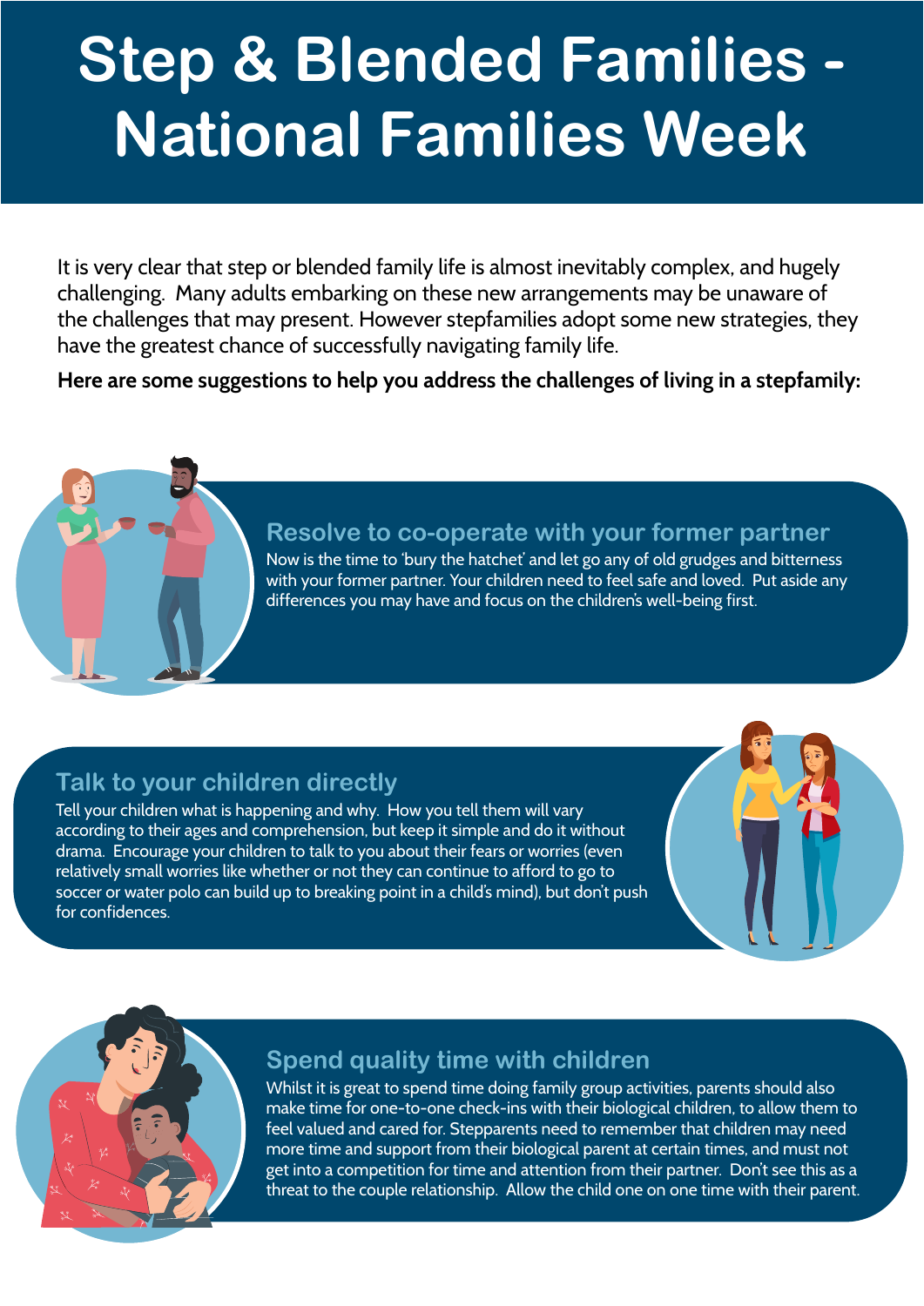# Step & Blended Families - National Families Week

It is very clear that step or blended family life is almost inevitably complex, and hugely challenging. Many adults embarking on these new arrangements may be unaware of the challenges that may present. However stepfamilies adopt some new strategies, they have the greatest chance of successfully navigating family life.

**Here are some suggestions to help you address the challenges of living in a stepfamily:**

## Resolve to co-operate with your former partner

Now is the time to 'bury the hatchet' and let go any of old grudges and bitterness with your former partner. Your children need to feel safe and loved. Put aside any differences you may have and focus on the children's well-being first.

## Talk to your children directly

Tell your children what is happening and why. How you tell them will vary according to their ages and comprehension, but keep it simple and do it without drama. Encourage your children to talk to you about their fears or worries (even relatively small worries like whether or not they can continue to afford to go to soccer or water polo can build up to breaking point in a child's mind), but don't push for confidences.

## Spend quality time with children

Whilst it is great to spend time doing family group activities, parents should also make time for one-to-one check-ins with their biological children, to allow them to feel valued and cared for. Stepparents need to remember that children may need more time and support from their biological parent at certain times, and must not get into a competition for time and attention from their partner. Don't see this as a threat to the couple relationship. Allow the child one on one time with their parent.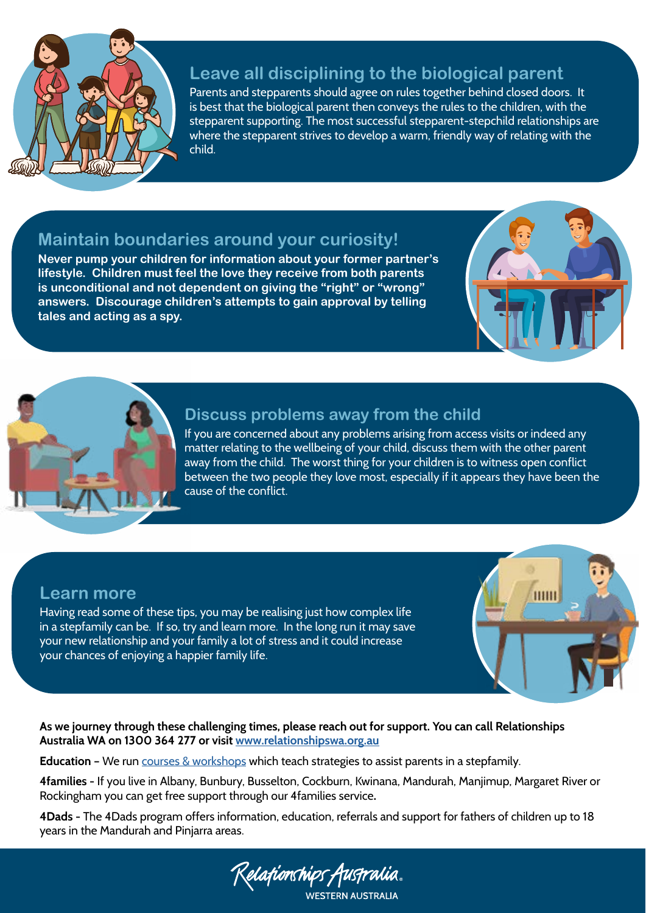## Leave all disciplining to the biological parent

Parents and stepparents should agree on rules together behind closed doors. It is best that the biological parent then conveys the rules to the children, with the stepparent supporting. The most successful stepparent-stepchild relationships are where the stepparent strives to develop a warm, friendly way of relating with the child.

## Maintain boundaries around your curiosity!

**Never pump your children for information about your former partner's lifestyle. Children must feel the love they receive from both parents is unconditional and not dependent on giving the "right" or "wrong" answers. Discourage children's attempts to gain approval by telling tales and acting as a spy.**

## Discuss problems away from the child

If you are concerned about any problems arising from access visits or indeed any matter relating to the wellbeing of your child, discuss them with the other parent away from the child. The worst thing for your children is to witness open conflict between the two people they love most, especially if it appears they have been the cause of the conflict.

## Learn more

Having read some of these tips, you may be realising just how complex life in a stepfamily can be. If so, try and learn more. In the long run it may save your new relationship and your family a lot of stress and it could increase your chances of enjoying a happier family life.

**As we journey through these challenging times, please reach out for support. You can call Relationships Australia WA on 1300 364 277 or visit [www.relationshipswa.org.au](www.relationshipswa.org.au)**

**Education –** We run [courses & workshops]() which teach strategies to assist parents in a stepfamily.

**4families -** If you live in Albany, Bunbury, Busselton, Cockburn, Kwinana, Mandurah, Manjimup, Margaret River or Rockingham you can get free support through our 4families service**.**

**4Dads -** The 4Dads program offers information, education, referrals and support for fathers of children up to 18 years in the Mandurah and Pinjarra areas.

Relationships Australia
WESTERN AUSTRALIA